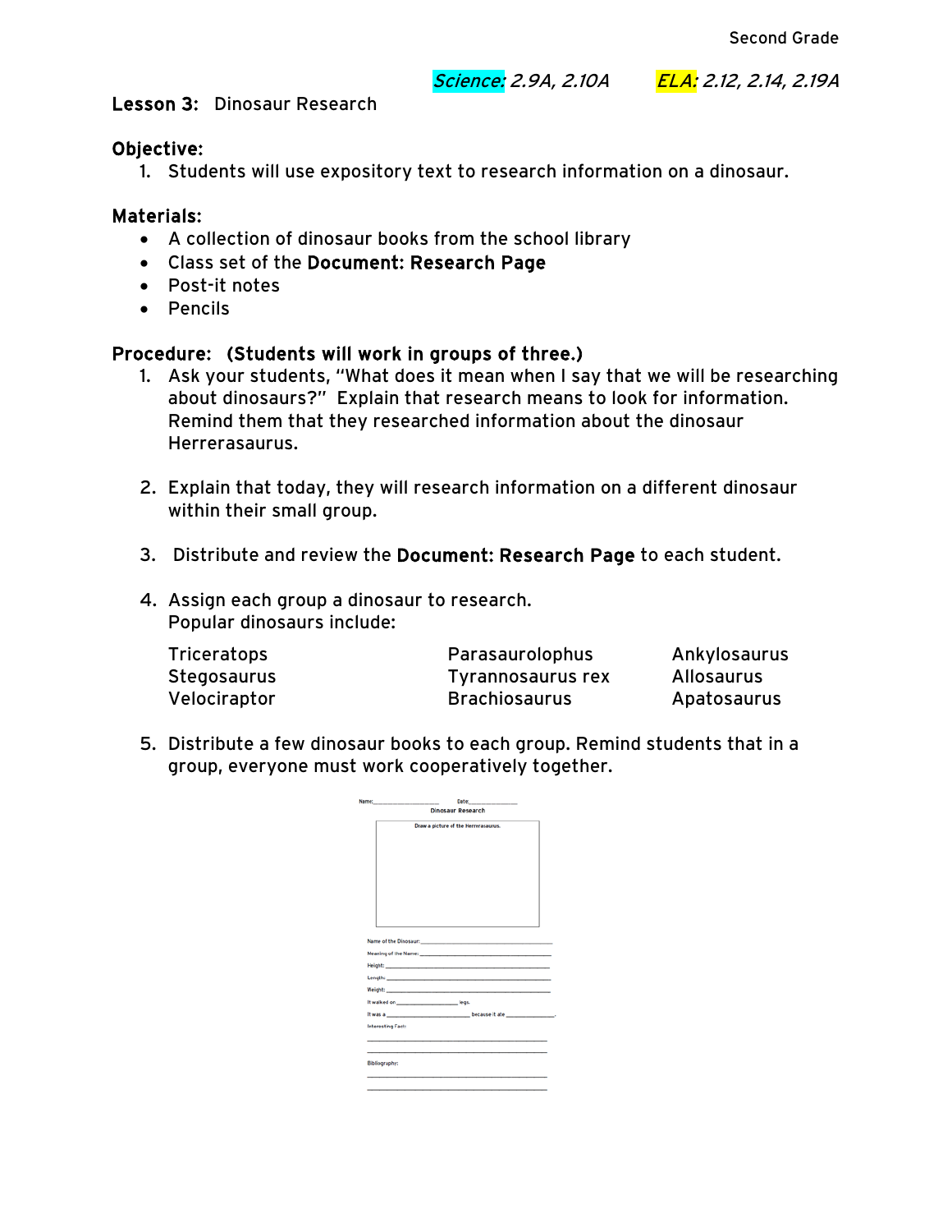Second Grade

*Science:* *2.9A, 2.10A* *ELA:* *2.12, 2.14, 2.19A*

**Lesson 3:** Dinosaur Research

**Objective:**

1. Students will use expository text to research information on a dinosaur.

**Materials:**

- A collection of dinosaur books from the school library
- Class set of the **Document: Research Page**
- Post-it notes
- Pencils

**Procedure: (Students will work in groups of three.)**

1. Ask your students, "What does it mean when I say that we will be researching about dinosaurs?" Explain that research means to look for information. Remind them that they researched information about the dinosaur Herrerasaurus.

2. Explain that today, they will research information on a different dinosaur within their small group.

3. Distribute and review the **Document: Research Page** to each student.

4. Assign each group a dinosaur to research.
   Popular dinosaurs include:

   | | | |
   |---|---|---|
   | Triceratops | Parasaurolophus | Ankylosaurus |
   | Stegosaurus | Tyrannosaurus rex | Allosaurus |
   | Velociraptor | Brachiosaurus | Apatosaurus |

5. Distribute a few dinosaur books to each group. Remind students that in a group, everyone must work cooperatively together.

Name:__________________ Date:____________

Dinosaur Research

Draw a picture of the Herrerasaurus.

Name of the Dinosaur: ______________________________

Meaning of the Name: ______________________________

Height: ______________________________

Length: ______________________________

Weight: ______________________________

It walked on ______________ legs.

It was a ________________ because it ate ____________.

Interesting Fact:

______________________________

______________________________

Bibliography:

______________________________

______________________________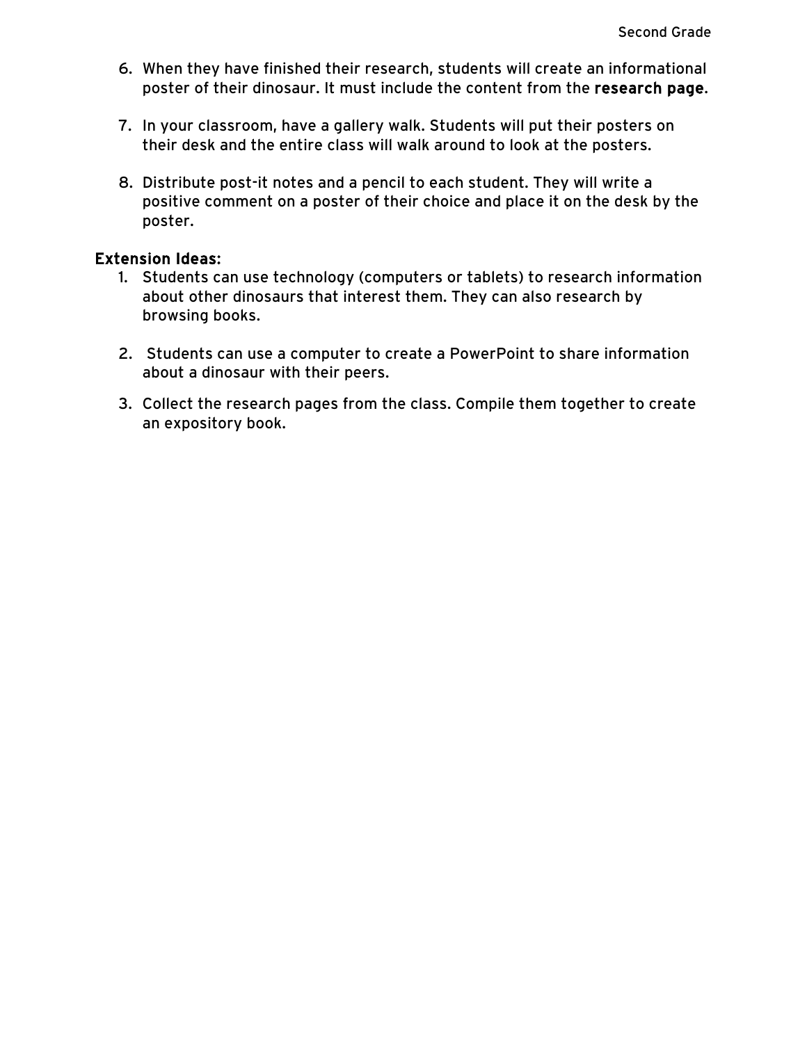6. When they have finished their research, students will create an informational poster of their dinosaur. It must include the content from the **research page**.

7. In your classroom, have a gallery walk. Students will put their posters on their desk and the entire class will walk around to look at the posters.

8. Distribute post-it notes and a pencil to each student. They will write a positive comment on a poster of their choice and place it on the desk by the poster.

**Extension Ideas:**

1. Students can use technology (computers or tablets) to research information about other dinosaurs that interest them. They can also research by browsing books.

2. Students can use a computer to create a PowerPoint to share information about a dinosaur with their peers.

3. Collect the research pages from the class. Compile them together to create an expository book.